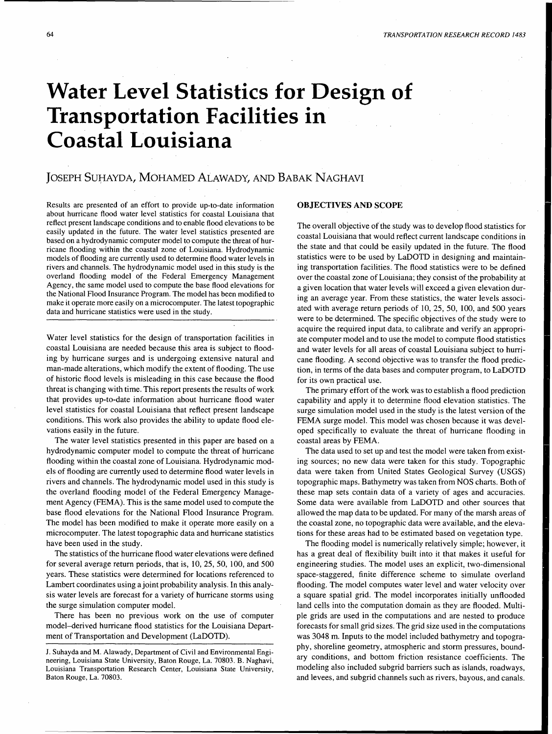# Water Level Statistics for Design of Transportation Facilities in Coastal Louisiana

JOSEPH SUHAYDA, MOHAMED ALAWADY, AND BABAK NAGHAVI

Results are presented of an effort to provide up-to-date information about hurricane flood water level statistics for coastal Louisiana that reflect present landscape conditions and to enable flood elevations to be easily updated in the future. The water level statistics presented are based on a hydrodynamic computer model to compute the threat of hurricane flooding within the coastal zone of Louisiana. Hydrodynamic models of flooding are currently used to determine flood water levels in rivers and channels. The hydrodynamic model used in this study is the overland flooding model of the Federal Emergency Management Agency, the same model used to compute the base flood elevations for the National Flood Insurance Program. The model has been modified to make it operate more easily on a microcomputer. The latest topographic data and hurricane statistics were used in the study.

Water level statistics for the design of transportation facilities in coastal Louisiana are needed because this area is subject to flooding by hurricane surges and is undergoing extensive natural and man-made alterations, which modify the extent of flooding. The use of historic flood levels is misleading in this case because the flood threat is changing with time. This report presents the results of work that provides up-to-date information about hurricane flood water level statistics for coastal Louisiana that reflect present landscape conditions. This work also provides the ability to update flood elevations easily in the future.

The water level statistics presented in this paper are based on a hydrodynamic computer model to compute the threat of hurricane flooding within the coastal zone of Louisiana. Hydrodynamic models of flooding are currently used to determine flood water levels in rivers and channels. The hydrodynamic model used in this study is the overland flooding model of the Federal Emergency Management Agency (FEMA). This is the same model used to compute the base flood elevations for the National Flood Insurance Program. The model has been modified to make it operate more easily on a microcomputer. The latest topographic data and hurricane statistics have been used in the study.

The statistics of the hurricane flood water elevations were defined for several average return periods, that is, 10, 25, 50, 100, and 500 years. These statistics were determined for locations referenced to Lambert coordinates using a joint probability analysis. In this analysis water levels are forecast for a variety of hurricane storms using the surge simulation computer model.

There has been no previous work on the use of computer model–derived hurricane flood statistics for the Louisiana Department of Transportation and Development (LaDOTD).

J. Suhayda and M. Alawady, Department of Civil and Environmental Engineering, Louisiana State University, Baton Rouge, La. 70803. B. Naghavi, Louisiana Transportation Research Center, Louisiana State University, Baton Rouge, La. 70803.

## OBJECTIVES AND SCOPE

The overall objective of the study was to develop flood statistics for coastal Louisiana that would reflect current landscape conditions in the state and that could be easily updated in the future. The flood statistics were to be used by LaDOTD in designing and maintaining transportation facilities. The flood statistics were to be defined over the coastal zone of Louisiana; they consist of the probability at a given location that water levels will exceed a given elevation during an average year. From these statistics, the water levels associated with average return periods of 10, 25, 50, 100, and 500 years were to be determined. The specific objectives of the study were to acquire the required input data, to calibrate and verify an appropriate computer model and to use the model to compute flood statistics and water levels for all areas of coastal Louisiana subject to hurricane flooding. A second objective was to transfer the flood prediction, in terms of the data bases and computer program, to LaDOTD for its own practical use.

The primary effort of the work was to establish a flood prediction capability and apply it to determine flood elevation statistics. The surge simulation model used in the study is the latest version of the FEMA surge model. This model was chosen because it was developed specifically to evaluate the threat of hurricane flooding in coastal areas by FEMA.

The data used to set up and test the model were taken from existing sources; no new data were taken for this study. Topographic data were taken from United States Geological Survey (USGS) topographic maps. Bathymetry was taken from NOS charts. Both of these map sets contain data of a variety of ages and accuracies. Some data were available from LaDOTD and other sources that allowed the map data to be updated. For many of the marsh areas of the coastal zone, no topographic data were available, and the elevations for these areas had to be estimated based on vegetation type.

The flooding model is numerically relatively simple; however, it has a great deal of flexibility built into it that makes it useful for engineering studies. The model uses an explicit, two-dimensional space-staggered, finite difference scheme to simulate overland flooding. The model computes water level and water velocity over a square spatial grid. The model incorporates initially unflooded land cells into the computation domain as they are flooded. Multiple grids are used in the computations and are nested to produce forecasts for small grid sizes. The grid size used in the computations was 3048 m. Inputs to the model included bathymetry and topography, shoreline geometry, atmospheric and storm pressures, boundary conditions, and bottom friction resistance coefficients. The modeling also included subgrid barriers such as islands, roadways, and levees, and subgrid channels such as rivers, bayous, and canals.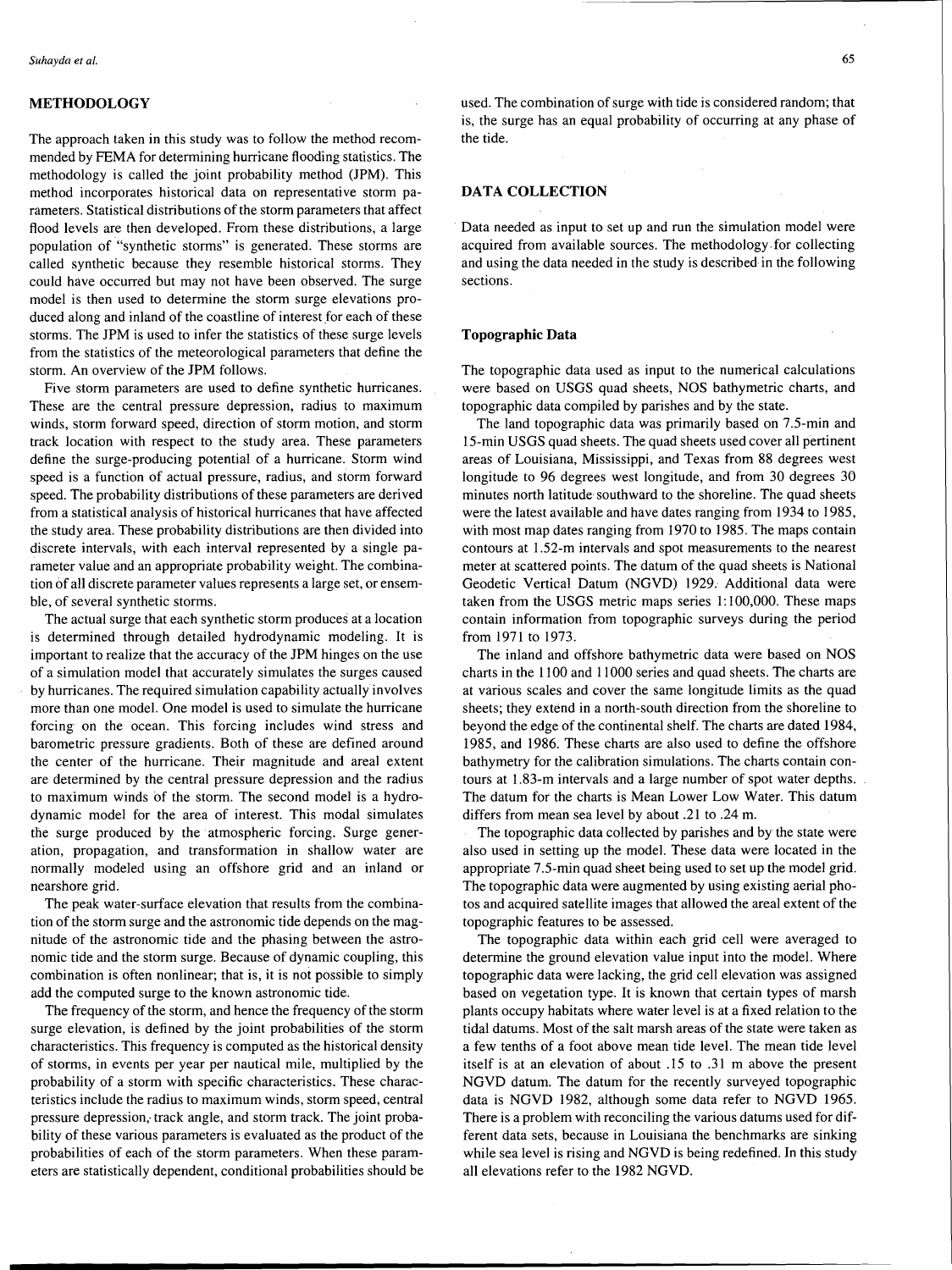## METHODOLOGY

The approach taken in this study was to follow the method recommended by FEMA for determining hurricane flooding statistics. The methodology is called the joint probability method (JPM). This method incorporates historical data on representative storm parameters. Statistical distributions of the storm parameters that affect flood levels are then developed. From these distributions, a large population of "synthetic storms" is generated. These storms are called synthetic because they resemble historical storms. They could have occurred but may not have been observed. The surge model is then used to determine the storm surge elevations produced along and inland of the coastline of interest for each of these storms. The JPM is used to infer the statistics of these surge levels from the statistics of the meteorological parameters that define the storm. An overview of the JPM follows.

Five storm parameters are used to define synthetic hurricanes. These are the central pressure depression, radius to maximum winds, storm forward speed, direction of storm motion, and storm track location with respect to the study area. These parameters define the surge-producing potential of a hurricane. Storm wind speed is a function of actual pressure, radius, and storm forward speed. The probability distributions of these parameters are derived from a statistical analysis of historical hurricanes that have affected the study area. These probability distributions are then divided into discrete intervals, with each interval represented by a single parameter value and an appropriate probability weight. The combination of all discrete parameter values represents a large set, or ensemble, of several synthetic storms.

The actual surge that each synthetic storm produces at a location is determined through detailed hydrodynamic modeling. It is important to realize that the accuracy of the JPM hinges on the use of a simulation model that accurately simulates the surges caused by hurricanes. The required simulation capability actually involves more than one model. One model is used to simulate the hurricane forcing on the ocean. This forcing includes wind stress and barometric pressure gradients. Both of these are defined around the center of the hurricane. Their magnitude and areal extent are determined by the central pressure depression and the radius to maximum winds of the storm. The second model is a hydrodynamic model for the area of interest. This modal simulates the surge produced by the atmospheric forcing. Surge generation, propagation, and transformation in shallow water are normally modeled using an offshore grid and an inland or nearshore grid.

The peak water-surface elevation that results from the combination of the storm surge and the astronomic tide depends on the magnitude of the astronomic tide and the phasing between the astronomic tide and the storm surge. Because of dynamic coupling, this combination is often nonlinear; that is, it is not possible to simply add the computed surge to the known astronomic tide.

The frequency of the storm, and hence the frequency of the storm surge elevation, is defined by the joint probabilities of the storm characteristics. This frequency is computed as the historical density of storms, in events per year per nautical mile, multiplied by the probability of a storm with specific characteristics. These characteristics include the radius to maximum winds, storm speed, central pressure depression, track angle, and storm track. The joint probability of these various parameters is evaluated as the product of the probabilities of each of the storm parameters. When these parameters are statistically dependent, conditional probabilities should be used. The combination of surge with tide is considered random; that is, the surge has an equal probability of occurring at any phase of the tide.

## DATA COLLECTION

Data needed as input to set up and run the simulation model were acquired from available sources. The methodology for collecting and using the data needed in the study is described in the following sections.

### Topographic Data

The topographic data used as input to the numerical calculations were based on USGS quad sheets, NOS bathymetric charts, and topographic data compiled by parishes and by the state.

The land topographic data was primarily based on 7.5-min and 15-min USGS quad sheets. The quad sheets used cover all pertinent areas of Louisiana, Mississippi, and Texas from 88 degrees west longitude to 96 degrees west longitude, and from 30 degrees 30 minutes north latitude southward to the shoreline. The quad sheets were the latest available and have dates ranging from 1934 to 1985, with most map dates ranging from 1970 to 1985. The maps contain contours at 1.52-m intervals and spot measurements to the nearest meter at scattered points. The datum of the quad sheets is National Geodetic Vertical Datum (NGVD) 1929. Additional data were taken from the USGS metric maps series 1:100,000. These maps contain information from topographic surveys during the period from 1971 to 1973.

The inland and offshore bathymetric data were based on NOS charts in the 1100 and 11000 series and quad sheets. The charts are at various scales and cover the same longitude limits as the quad sheets; they extend in a north-south direction from the shoreline to beyond the edge of the continental shelf. The charts are dated 1984, 1985, and 1986. These charts are also used to define the offshore bathymetry for the calibration simulations. The charts contain contours at 1.83-m intervals and a large number of spot water depths. The datum for the charts is Mean Lower Low Water. This datum differs from mean sea level by about .21 to .24 m.

The topographic data collected by parishes and by the state were also used in setting up the model. These data were located in the appropriate 7.5-min quad sheet being used to set up the model grid. The topographic data were augmented by using existing aerial photos and acquired satellite images that allowed the areal extent of the topographic features to be assessed.

The topographic data within each grid cell were averaged to determine the ground elevation value input into the model. Where topographic data were lacking, the grid cell elevation was assigned based on vegetation type. It is known that certain types of marsh plants occupy habitats where water level is at a fixed relation to the tidal datums. Most of the salt marsh areas of the state were taken as a few tenths of a foot above mean tide level. The mean tide level itself is at an elevation of about .15 to .31 m above the present NGVD datum. The datum for the recently surveyed topographic data is NGVD 1982, although some data refer to NGVD 1965. There is a problem with reconciling the various datums used for different data sets, because in Louisiana the benchmarks are sinking while sea level is rising and NGVD is being redefined. In this study all elevations refer to the 1982 NGVD.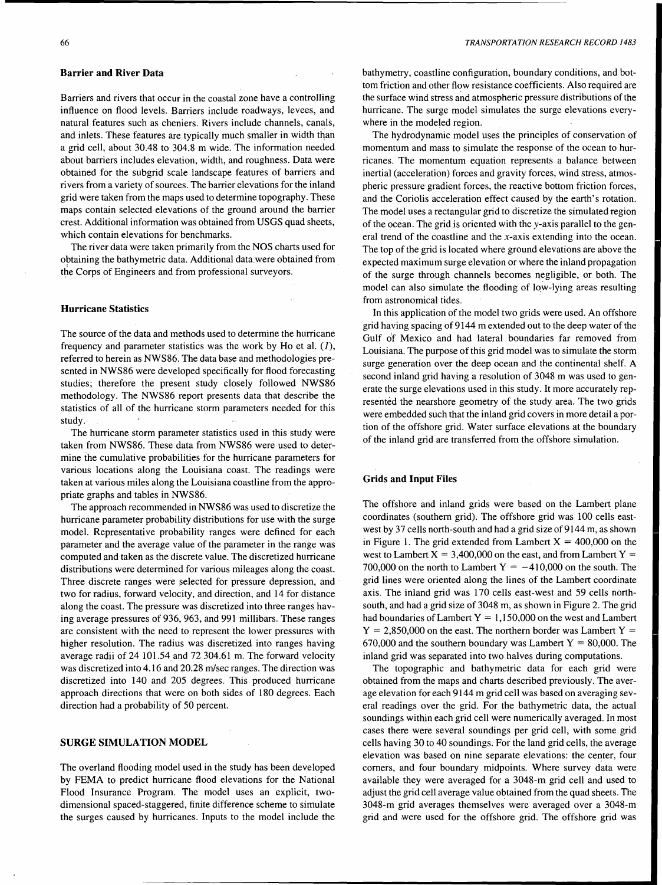### Barrier and River Data

Barriers and rivers that occur in the coastal zone have a controlling influence on flood levels. Barriers include roadways, levees, and natural features such as cheniers. Rivers include channels, canals, and inlets. These features are typically much smaller in width than a grid cell, about 30.48 to 304.8 m wide. The information needed about barriers includes elevation, width, and roughness. Data were obtained for the subgrid scale landscape features of barriers and rivers from a variety of sources. The barrier elevations for the inland grid were taken from the maps used to determine topography. These maps contain selected elevations of the ground around the barrier crest. Additional information was obtained from USGS quad sheets, which contain elevations for benchmarks.

The river data were taken primarily from the NOS charts used for obtaining the bathymetric data. Additional data were obtained from the Corps of Engineers and from professional surveyors.

### Hurricane Statistics

The source of the data and methods used to determine the hurricane frequency and parameter statistics was the work by Ho et al. (*1*), referred to herein as NWS86. The data base and methodologies presented in NWS86 were developed specifically for flood forecasting studies; therefore the present study closely followed NWS86 methodology. The NWS86 report presents data that describe the statistics of all of the hurricane storm parameters needed for this study.

The hurricane storm parameter statistics used in this study were taken from NWS86. These data from NWS86 were used to determine the cumulative probabilities for the hurricane parameters for various locations along the Louisiana coast. The readings were taken at various miles along the Louisiana coastline from the appropriate graphs and tables in NWS86.

The approach recommended in NWS86 was used to discretize the hurricane parameter probability distributions for use with the surge model. Representative probability ranges were defined for each parameter and the average value of the parameter in the range was computed and taken as the discrete value. The discretized hurricane distributions were determined for various mileages along the coast. Three discrete ranges were selected for pressure depression, and two for radius, forward velocity, and direction, and 14 for distance along the coast. The pressure was discretized into three ranges having average pressures of 936, 963, and 991 millibars. These ranges are consistent with the need to represent the lower pressures with higher resolution. The radius was discretized into ranges having average radii of 24 101.54 and 72 304.61 m. The forward velocity was discretized into 4.16 and 20.28 m/sec ranges. The direction was discretized into 140 and 205 degrees. This produced hurricane approach directions that were on both sides of 180 degrees. Each direction had a probability of 50 percent.

## SURGE SIMULATION MODEL

The overland flooding model used in the study has been developed by FEMA to predict hurricane flood elevations for the National Flood Insurance Program. The model uses an explicit, two-dimensional spaced-staggered, finite difference scheme to simulate the surges caused by hurricanes. Inputs to the model include the bathymetry, coastline configuration, boundary conditions, and bottom friction and other flow resistance coefficients. Also required are the surface wind stress and atmospheric pressure distributions of the hurricane. The surge model simulates the surge elevations everywhere in the modeled region.

The hydrodynamic model uses the principles of conservation of momentum and mass to simulate the response of the ocean to hurricanes. The momentum equation represents a balance between inertial (acceleration) forces and gravity forces, wind stress, atmospheric pressure gradient forces, the reactive bottom friction forces, and the Coriolis acceleration effect caused by the earth's rotation. The model uses a rectangular grid to discretize the simulated region of the ocean. The grid is oriented with the $y$-axis parallel to the general trend of the coastline and the $x$-axis extending into the ocean. The top of the grid is located where ground elevations are above the expected maximum surge elevation or where the inland propagation of the surge through channels becomes negligible, or both. The model can also simulate the flooding of low-lying areas resulting from astronomical tides.

In this application of the model two grids were used. An offshore grid having spacing of 9144 m extended out to the deep water of the Gulf of Mexico and had lateral boundaries far removed from Louisiana. The purpose of this grid model was to simulate the storm surge generation over the deep ocean and the continental shelf. A second inland grid having a resolution of 3048 m was used to generate the surge elevations used in this study. It more accurately represented the nearshore geometry of the study area. The two grids were embedded such that the inland grid covers in more detail a portion of the offshore grid. Water surface elevations at the boundary of the inland grid are transferred from the offshore simulation.

### Grids and Input Files

The offshore and inland grids were based on the Lambert plane coordinates (southern grid). The offshore grid was 100 cells east-west by 37 cells north-south and had a grid size of 9144 m, as shown in Figure 1. The grid extended from Lambert X = 400,000 on the west to Lambert X = 3,400,000 on the east, and from Lambert Y = 700,000 on the north to Lambert Y = −410,000 on the south. The grid lines were oriented along the lines of the Lambert coordinate axis. The inland grid was 170 cells east-west and 59 cells north-south, and had a grid size of 3048 m, as shown in Figure 2. The grid had boundaries of Lambert Y = 1,150,000 on the west and Lambert Y = 2,850,000 on the east. The northern border was Lambert Y = 670,000 and the southern boundary was Lambert Y = 80,000. The inland grid was separated into two halves during computations.

The topographic and bathymetric data for each grid were obtained from the maps and charts described previously. The average elevation for each 9144 m grid cell was based on averaging several readings over the grid. For the bathymetric data, the actual soundings within each grid cell were numerically averaged. In most cases there were several soundings per grid cell, with some grid cells having 30 to 40 soundings. For the land grid cells, the average elevation was based on nine separate elevations: the center, four corners, and four boundary midpoints. Where survey data were available they were averaged for a 3048-m grid cell and used to adjust the grid cell average value obtained from the quad sheets. The 3048-m grid averages themselves were averaged over a 3048-m grid and were used for the offshore grid. The offshore grid was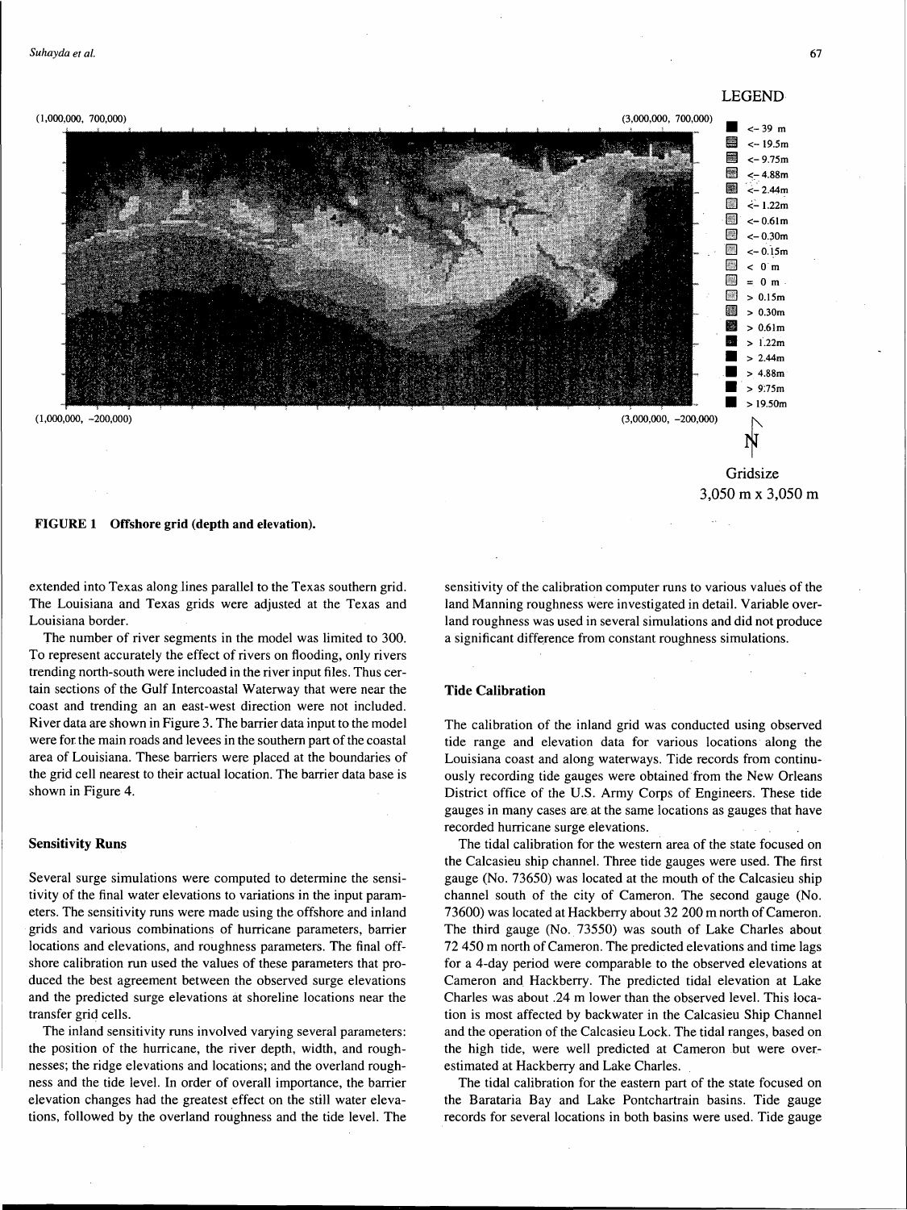FIGURE 1 Offshore grid (depth and elevation).

extended into Texas along lines parallel to the Texas southern grid. The Louisiana and Texas grids were adjusted at the Texas and Louisiana border.

The number of river segments in the model was limited to 300. To represent accurately the effect of rivers on flooding, only rivers trending north-south were included in the river input files. Thus certain sections of the Gulf Intercoastal Waterway that were near the coast and trending an an east-west direction were not included. River data are shown in Figure 3. The barrier data input to the model were for the main roads and levees in the southern part of the coastal area of Louisiana. These barriers were placed at the boundaries of the grid cell nearest to their actual location. The barrier data base is shown in Figure 4.

### Sensitivity Runs

Several surge simulations were computed to determine the sensitivity of the final water elevations to variations in the input parameters. The sensitivity runs were made using the offshore and inland grids and various combinations of hurricane parameters, barrier locations and elevations, and roughness parameters. The final offshore calibration run used the values of these parameters that produced the best agreement between the observed surge elevations and the predicted surge elevations at shoreline locations near the transfer grid cells.

The inland sensitivity runs involved varying several parameters: the position of the hurricane, the river depth, width, and roughnesses; the ridge elevations and locations; and the overland roughness and the tide level. In order of overall importance, the barrier elevation changes had the greatest effect on the still water elevations, followed by the overland roughness and the tide level. The sensitivity of the calibration computer runs to various values of the land Manning roughness were investigated in detail. Variable overland roughness was used in several simulations and did not produce a significant difference from constant roughness simulations.

### Tide Calibration

The calibration of the inland grid was conducted using observed tide range and elevation data for various locations along the Louisiana coast and along waterways. Tide records from continuously recording tide gauges were obtained from the New Orleans District office of the U.S. Army Corps of Engineers. These tide gauges in many cases are at the same locations as gauges that have recorded hurricane surge elevations.

The tidal calibration for the western area of the state focused on the Calcasieu ship channel. Three tide gauges were used. The first gauge (No. 73650) was located at the mouth of the Calcasieu ship channel south of the city of Cameron. The second gauge (No. 73600) was located at Hackberry about 32 200 m north of Cameron. The third gauge (No. 73550) was south of Lake Charles about 72 450 m north of Cameron. The predicted elevations and time lags for a 4-day period were comparable to the observed elevations at Cameron and Hackberry. The predicted tidal elevation at Lake Charles was about .24 m lower than the observed level. This location is most affected by backwater in the Calcasieu Ship Channel and the operation of the Calcasieu Lock. The tidal ranges, based on the high tide, were well predicted at Cameron but were overestimated at Hackberry and Lake Charles.

The tidal calibration for the eastern part of the state focused on the Barataria Bay and Lake Pontchartrain basins. Tide gauge records for several locations in both basins were used. Tide gauge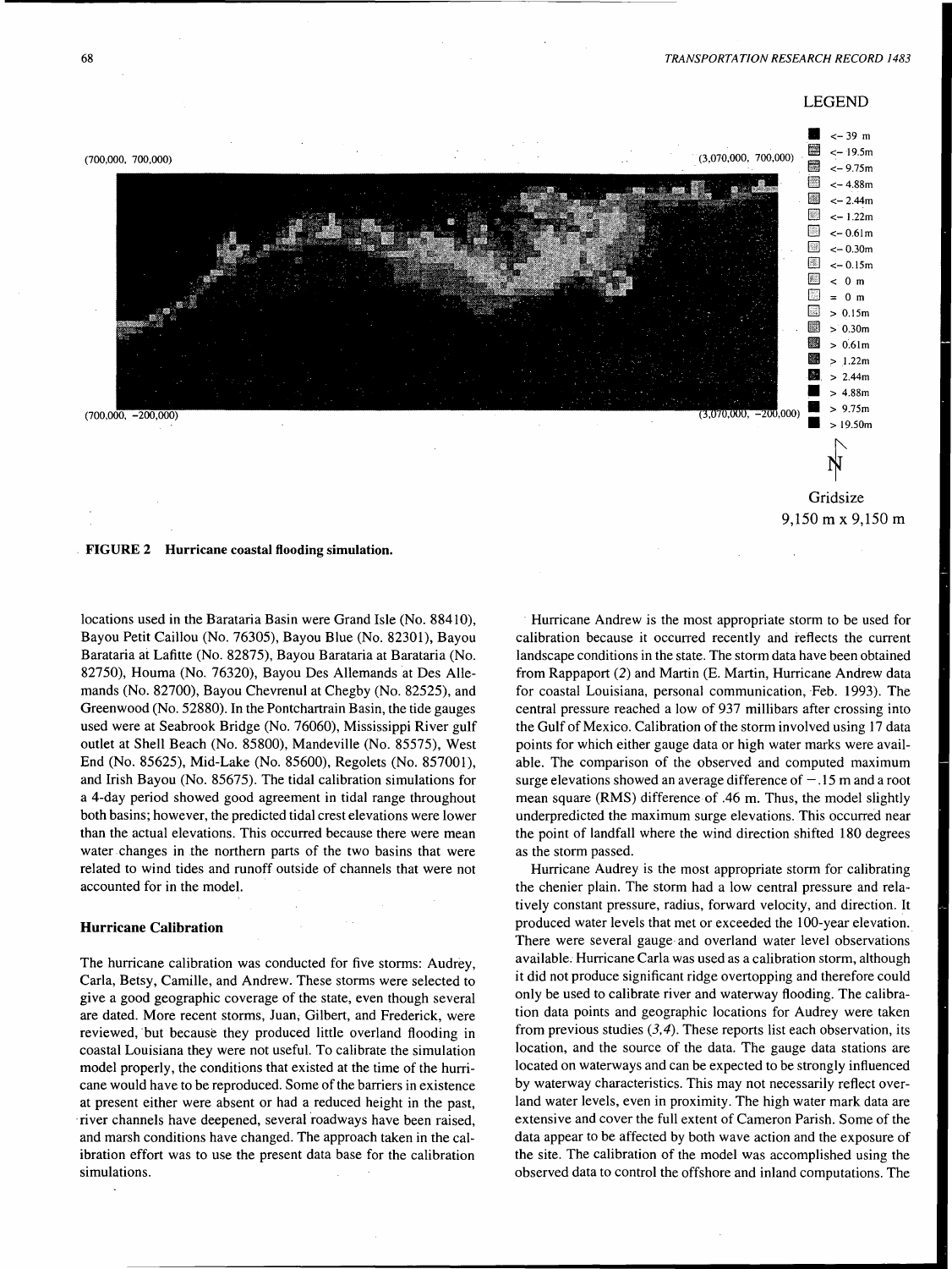LEGEND

(700,000, 700,000) (3,070,000, 700,000)

(700,000, −200,000) (3,070,000, −200,000)

<− 39 m
<− 19.5m
<− 9.75m
<− 4.88m
<− 2.44m
<− 1.22m
<− 0.61m
<− 0.30m
<− 0.15m
< 0 m
= 0 m
> 0.15m
> 0.30m
> 0.61m
> 1.22m
> 2.44m
> 4.88m
> 9.75m
> 19.50m

N

Gridsize
9,150 m x 9,150 m

**FIGURE 2 Hurricane coastal flooding simulation.**

locations used in the Barataria Basin were Grand Isle (No. 88410), Bayou Petit Caillou (No. 76305), Bayou Blue (No. 82301), Bayou Barataria at Lafitte (No. 82875), Bayou Barataria at Barataria (No. 82750), Houma (No. 76320), Bayou Des Allemands at Des Allemands (No. 82700), Bayou Chevrenul at Chegby (No. 82525), and Greenwood (No. 52880). In the Pontchartrain Basin, the tide gauges used were at Seabrook Bridge (No. 76060), Mississippi River gulf outlet at Shell Beach (No. 85800), Mandeville (No. 85575), West End (No. 85625), Mid-Lake (No. 85600), Regolets (No. 857001), and Irish Bayou (No. 85675). The tidal calibration simulations for a 4-day period showed good agreement in tidal range throughout both basins; however, the predicted tidal crest elevations were lower than the actual elevations. This occurred because there were mean water changes in the northern parts of the two basins that were related to wind tides and runoff outside of channels that were not accounted for in the model.

### Hurricane Calibration

The hurricane calibration was conducted for five storms: Audrey, Carla, Betsy, Camille, and Andrew. These storms were selected to give a good geographic coverage of the state, even though several are dated. More recent storms, Juan, Gilbert, and Frederick, were reviewed, but because they produced little overland flooding in coastal Louisiana they were not useful. To calibrate the simulation model properly, the conditions that existed at the time of the hurricane would have to be reproduced. Some of the barriers in existence at present either were absent or had a reduced height in the past, river channels have deepened, several roadways have been raised, and marsh conditions have changed. The approach taken in the calibration effort was to use the present data base for the calibration simulations.

Hurricane Andrew is the most appropriate storm to be used for calibration because it occurred recently and reflects the current landscape conditions in the state. The storm data have been obtained from Rappaport (*2*) and Martin (E. Martin, Hurricane Andrew data for coastal Louisiana, personal communication, Feb. 1993). The central pressure reached a low of 937 millibars after crossing into the Gulf of Mexico. Calibration of the storm involved using 17 data points for which either gauge data or high water marks were available. The comparison of the observed and computed maximum surge elevations showed an average difference of −.15 m and a root mean square (RMS) difference of .46 m. Thus, the model slightly underpredicted the maximum surge elevations. This occurred near the point of landfall where the wind direction shifted 180 degrees as the storm passed.

Hurricane Audrey is the most appropriate storm for calibrating the chenier plain. The storm had a low central pressure and relatively constant pressure, radius, forward velocity, and direction. It produced water levels that met or exceeded the 100-year elevation. There were several gauge and overland water level observations available. Hurricane Carla was used as a calibration storm, although it did not produce significant ridge overtopping and therefore could only be used to calibrate river and waterway flooding. The calibration data points and geographic locations for Audrey were taken from previous studies (*3,4*). These reports list each observation, its location, and the source of the data. The gauge data stations are located on waterways and can be expected to be strongly influenced by waterway characteristics. This may not necessarily reflect overland water levels, even in proximity. The high water mark data are extensive and cover the full extent of Cameron Parish. Some of the data appear to be affected by both wave action and the exposure of the site. The calibration of the model was accomplished using the observed data to control the offshore and inland computations. The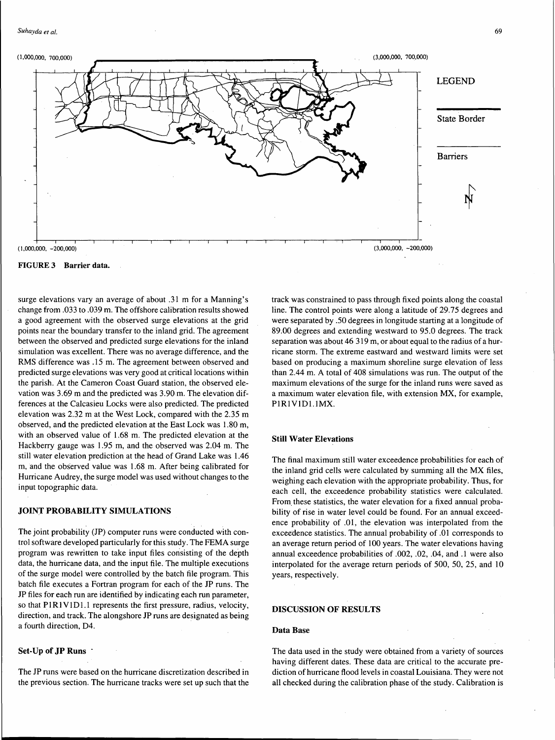**FIGURE 3 Barrier data.**

surge elevations vary an average of about .31 m for a Manning's change from .033 to .039 m. The offshore calibration results showed a good agreement with the observed surge elevations at the grid points near the boundary transfer to the inland grid. The agreement between the observed and predicted surge elevations for the inland simulation was excellent. There was no average difference, and the RMS difference was .15 m. The agreement between observed and predicted surge elevations was very good at critical locations within the parish. At the Cameron Coast Guard station, the observed elevation was 3.69 m and the predicted was 3.90 m. The elevation differences at the Calcasieu Locks were also predicted. The predicted elevation was 2.32 m at the West Lock, compared with the 2.35 m observed, and the predicted elevation at the East Lock was 1.80 m, with an observed value of 1.68 m. The predicted elevation at the Hackberry gauge was 1.95 m, and the observed was 2.04 m. The still water elevation prediction at the head of Grand Lake was 1.46 m, and the observed value was 1.68 m. After being calibrated for Hurricane Audrey, the surge model was used without changes to the input topographic data.

## JOINT PROBABILITY SIMULATIONS

The joint probability (JP) computer runs were conducted with control software developed particularly for this study. The FEMA surge program was rewritten to take input files consisting of the depth data, the hurricane data, and the input file. The multiple executions of the surge model were controlled by the batch file program. This batch file executes a Fortran program for each of the JP runs. The JP files for each run are identified by indicating each run parameter, so that P1R1V1D1.1 represents the first pressure, radius, velocity, direction, and track. The alongshore JP runs are designated as being a fourth direction, D4.

### Set-Up of JP Runs

The JP runs were based on the hurricane discretization described in the previous section. The hurricane tracks were set up such that the track was constrained to pass through fixed points along the coastal line. The control points were along a latitude of 29.75 degrees and were separated by .50 degrees in longitude starting at a longitude of 89.00 degrees and extending westward to 95.0 degrees. The track separation was about 46 319 m, or about equal to the radius of a hurricane storm. The extreme eastward and westward limits were set based on producing a maximum shoreline surge elevation of less than 2.44 m. A total of 408 simulations was run. The output of the maximum elevations of the surge for the inland runs were saved as a maximum water elevation file, with extension MX, for example, P1R1V1D1.1MX.

### Still Water Elevations

The final maximum still water exceedence probabilities for each of the inland grid cells were calculated by summing all the MX files, weighing each elevation with the appropriate probability. Thus, for each cell, the exceedence probability statistics were calculated. From these statistics, the water elevation for a fixed annual probability of rise in water level could be found. For an annual exceedence probability of .01, the elevation was interpolated from the exceedence statistics. The annual probability of .01 corresponds to an average return period of 100 years. The water elevations having annual exceedence probabilities of .002, .02, .04, and .1 were also interpolated for the average return periods of 500, 50, 25, and 10 years, respectively.

## DISCUSSION OF RESULTS

### Data Base

The data used in the study were obtained from a variety of sources having different dates. These data are critical to the accurate prediction of hurricane flood levels in coastal Louisiana. They were not all checked during the calibration phase of the study. Calibration is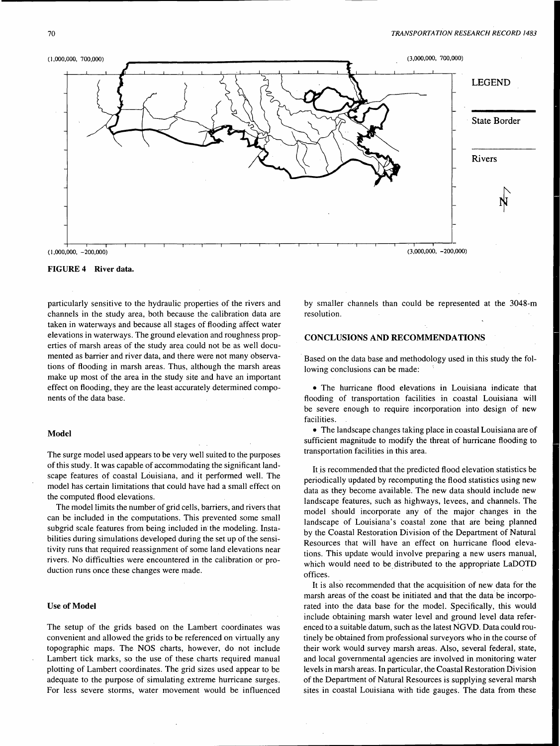FIGURE 4 River data.

particularly sensitive to the hydraulic properties of the rivers and channels in the study area, both because the calibration data are taken in waterways and because all stages of flooding affect water elevations in waterways. The ground elevation and roughness properties of marsh areas of the study area could not be as well documented as barrier and river data, and there were not many observations of flooding in marsh areas. Thus, although the marsh areas make up most of the area in the study site and have an important effect on flooding, they are the least accurately determined components of the data base.

### Model

The surge model used appears to be very well suited to the purposes of this study. It was capable of accommodating the significant landscape features of coastal Louisiana, and it performed well. The model has certain limitations that could have had a small effect on the computed flood elevations.

The model limits the number of grid cells, barriers, and rivers that can be included in the computations. This prevented some small subgrid scale features from being included in the modeling. Instabilities during simulations developed during the set up of the sensitivity runs that required reassignment of some land elevations near rivers. No difficulties were encountered in the calibration or production runs once these changes were made.

### Use of Model

The setup of the grids based on the Lambert coordinates was convenient and allowed the grids to be referenced on virtually any topographic maps. The NOS charts, however, do not include Lambert tick marks, so the use of these charts required manual plotting of Lambert coordinates. The grid sizes used appear to be adequate to the purpose of simulating extreme hurricane surges. For less severe storms, water movement would be influenced by smaller channels than could be represented at the 3048-m resolution.

## CONCLUSIONS AND RECOMMENDATIONS

Based on the data base and methodology used in this study the following conclusions can be made:

- The hurricane flood elevations in Louisiana indicate that flooding of transportation facilities in coastal Louisiana will be severe enough to require incorporation into design of new facilities.
- The landscape changes taking place in coastal Louisiana are of sufficient magnitude to modify the threat of hurricane flooding to transportation facilities in this area.

It is recommended that the predicted flood elevation statistics be periodically updated by recomputing the flood statistics using new data as they become available. The new data should include new landscape features, such as highways, levees, and channels. The model should incorporate any of the major changes in the landscape of Louisiana's coastal zone that are being planned by the Coastal Restoration Division of the Department of Natural Resources that will have an effect on hurricane flood elevations. This update would involve preparing a new users manual, which would need to be distributed to the appropriate LaDOTD offices.

It is also recommended that the acquisition of new data for the marsh areas of the coast be initiated and that the data be incorporated into the data base for the model. Specifically, this would include obtaining marsh water level and ground level data referenced to a suitable datum, such as the latest NGVD. Data could routinely be obtained from professional surveyors who in the course of their work would survey marsh areas. Also, several federal, state, and local governmental agencies are involved in monitoring water levels in marsh areas. In particular, the Coastal Restoration Division of the Department of Natural Resources is supplying several marsh sites in coastal Louisiana with tide gauges. The data from these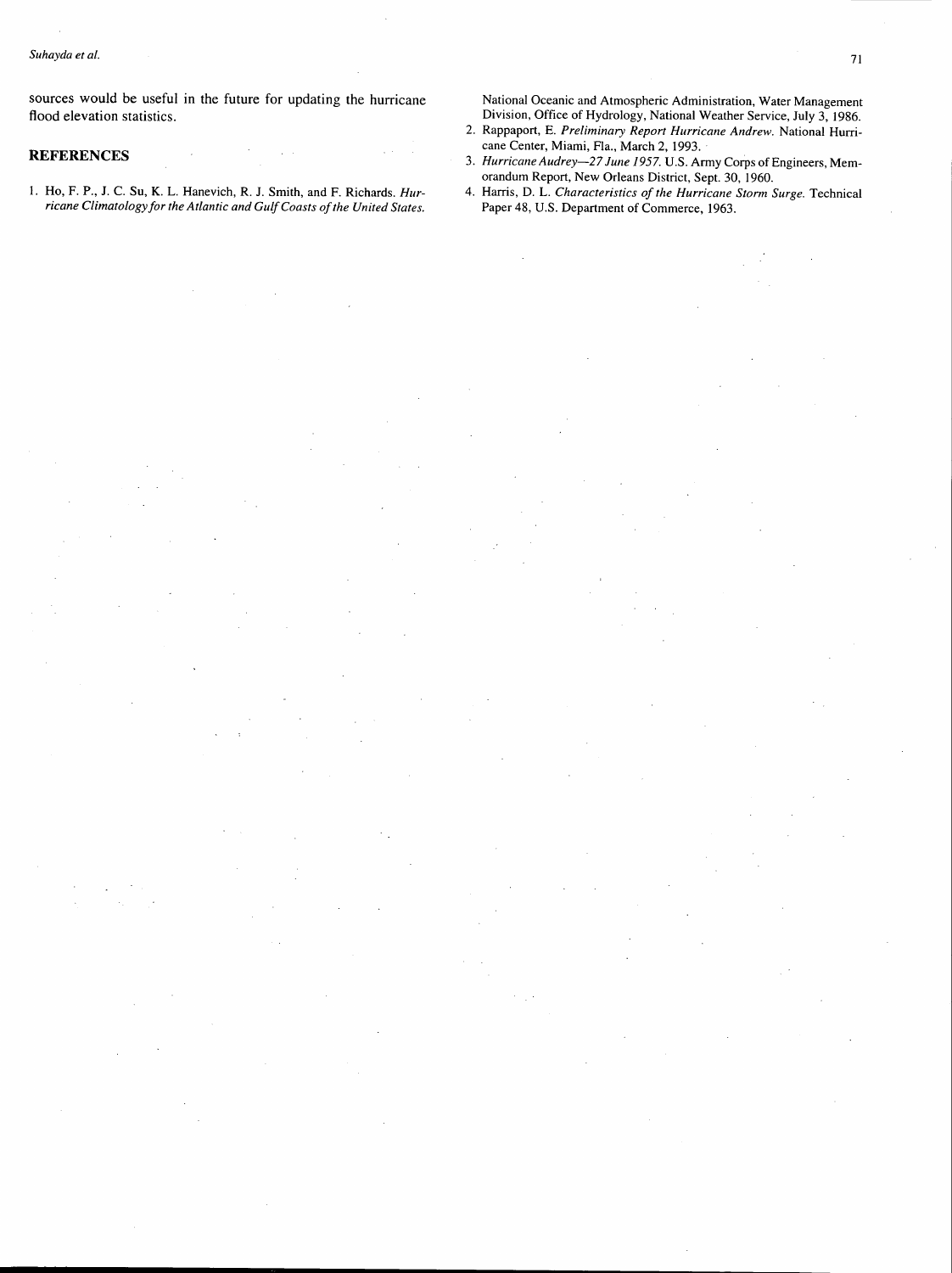sources would be useful in the future for updating the hurricane flood elevation statistics.

## REFERENCES

1. Ho, F. P., J. C. Su, K. L. Hanevich, R. J. Smith, and F. Richards. *Hurricane Climatology for the Atlantic and Gulf Coasts of the United States.* National Oceanic and Atmospheric Administration, Water Management Division, Office of Hydrology, National Weather Service, July 3, 1986.
2. Rappaport, E. *Preliminary Report Hurricane Andrew.* National Hurricane Center, Miami, Fla., March 2, 1993.
3. *Hurricane Audrey—27 June 1957.* U.S. Army Corps of Engineers, Memorandum Report, New Orleans District, Sept. 30, 1960.
4. Harris, D. L. *Characteristics of the Hurricane Storm Surge.* Technical Paper 48, U.S. Department of Commerce, 1963.